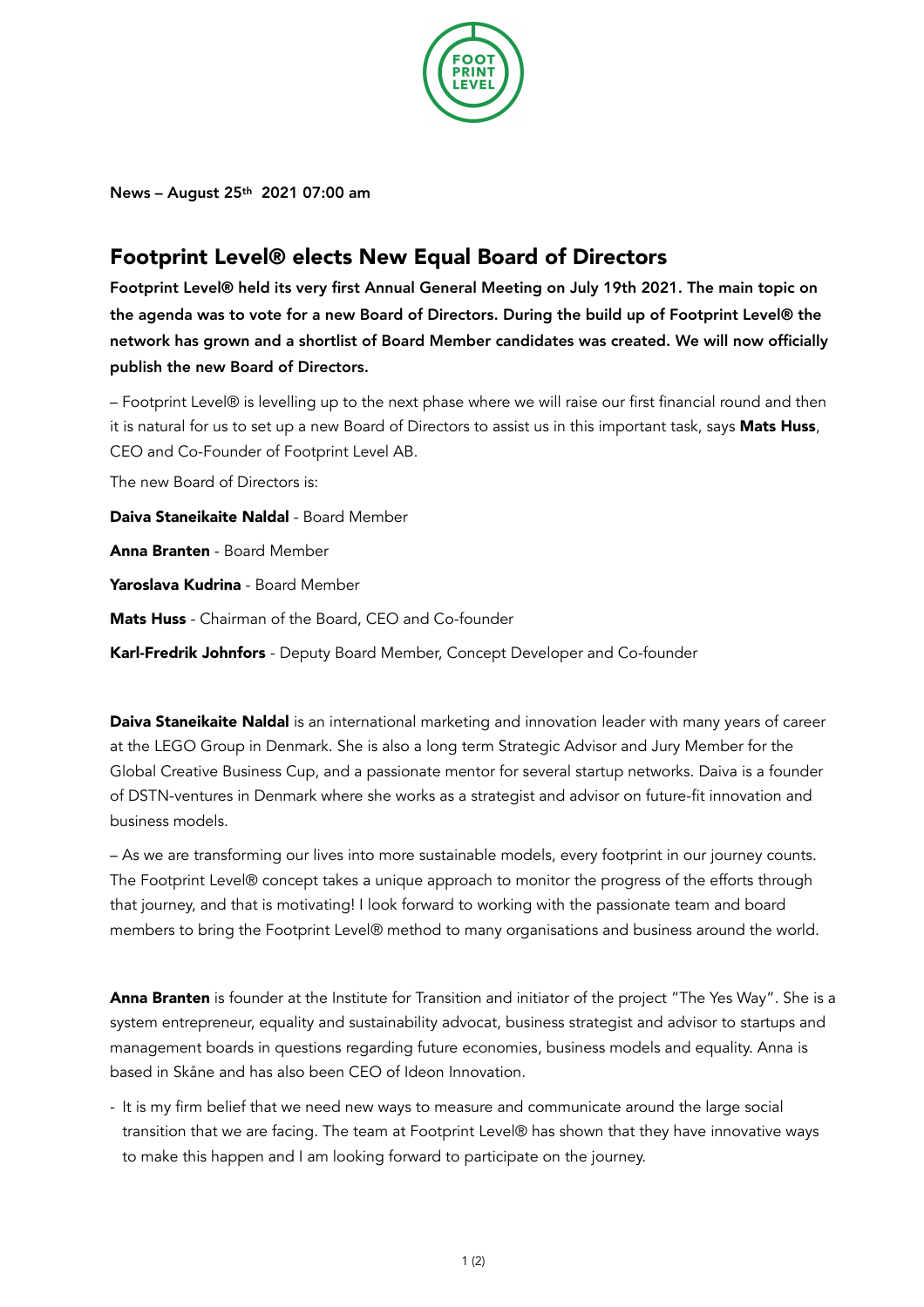News – August 25th 2021 07:00 am

# Footprint Level® elects New Equal Board of Directors

**Footprint Level® held its very first Annual General Meeting on July 19th 2021. The main topic on the agenda was to vote for a new Board of Directors. During the build up of Footprint Level® the network has grown and a shortlist of Board Member candidates was created. We will now officially publish the new Board of Directors.**

– Footprint Level® is levelling up to the next phase where we will raise our first financial round and then it is natural for us to set up a new Board of Directors to assist us in this important task, says **Mats Huss**, CEO and Co-Founder of Footprint Level AB.

The new Board of Directors is:

**Daiva Staneikaite Naldal** - Board Member

**Anna Branten** - Board Member

**Yaroslava Kudrina** - Board Member

**Mats Huss** - Chairman of the Board, CEO and Co-founder

**Karl-Fredrik Johnfors** - Deputy Board Member, Concept Developer and Co-founder

**Daiva Staneikaite Naldal** is an international marketing and innovation leader with many years of career at the LEGO Group in Denmark. She is also a long term Strategic Advisor and Jury Member for the Global Creative Business Cup, and a passionate mentor for several startup networks. Daiva is a founder of DSTN-ventures in Denmark where she works as a strategist and advisor on future-fit innovation and business models.

– As we are transforming our lives into more sustainable models, every footprint in our journey counts. The Footprint Level® concept takes a unique approach to monitor the progress of the efforts through that journey, and that is motivating! I look forward to working with the passionate team and board members to bring the Footprint Level® method to many organisations and business around the world.

**Anna Branten** is founder at the Institute for Transition and initiator of the project "The Yes Way". She is a system entrepreneur, equality and sustainability advocat, business strategist and advisor to startups and management boards in questions regarding future economies, business models and equality. Anna is based in Skåne and has also been CEO of Ideon Innovation.

- It is my firm belief that we need new ways to measure and communicate around the large social transition that we are facing. The team at Footprint Level® has shown that they have innovative ways to make this happen and I am looking forward to participate on the journey.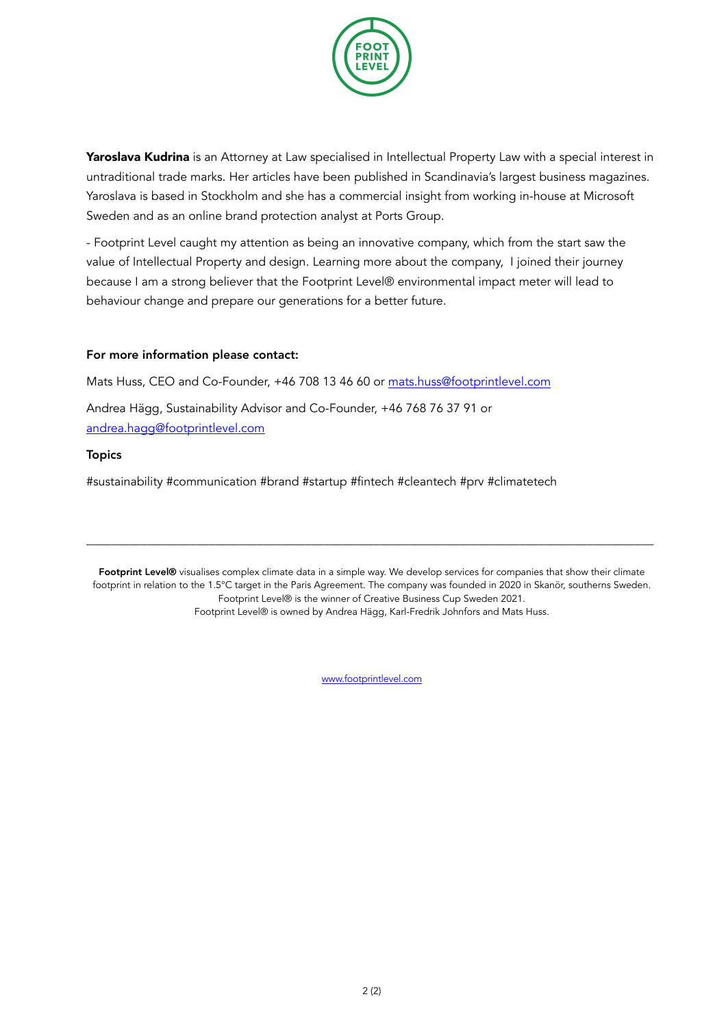**Yaroslava Kudrina** is an Attorney at Law specialised in Intellectual Property Law with a special interest in untraditional trade marks. Her articles have been published in Scandinavia's largest business magazines. Yaroslava is based in Stockholm and she has a commercial insight from working in-house at Microsoft Sweden and as an online brand protection analyst at Ports Group.

- Footprint Level caught my attention as being an innovative company, which from the start saw the value of Intellectual Property and design. Learning more about the company,  I joined their journey because I am a strong believer that the Footprint Level® environmental impact meter will lead to behaviour change and prepare our generations for a better future.

**For more information please contact:**

Mats Huss, CEO and Co-Founder, +46 708 13 46 60 or mats.huss@footprintlevel.com

Andrea Hägg, Sustainability Advisor and Co-Founder, +46 768 76 37 91 or andrea.hagg@footprintlevel.com

**Topics**

#sustainability #communication #brand #startup #fintech #cleantech #prv #climatetech

---

**Footprint Level®** visualises complex climate data in a simple way. We develop services for companies that show their climate footprint in relation to the 1.5°C target in the Paris Agreement. The company was founded in 2020 in Skanör, southerns Sweden.
Footprint Level® is the winner of Creative Business Cup Sweden 2021.
Footprint Level® is owned by Andrea Hägg, Karl-Fredrik Johnfors and Mats Huss.

www.footprintlevel.com